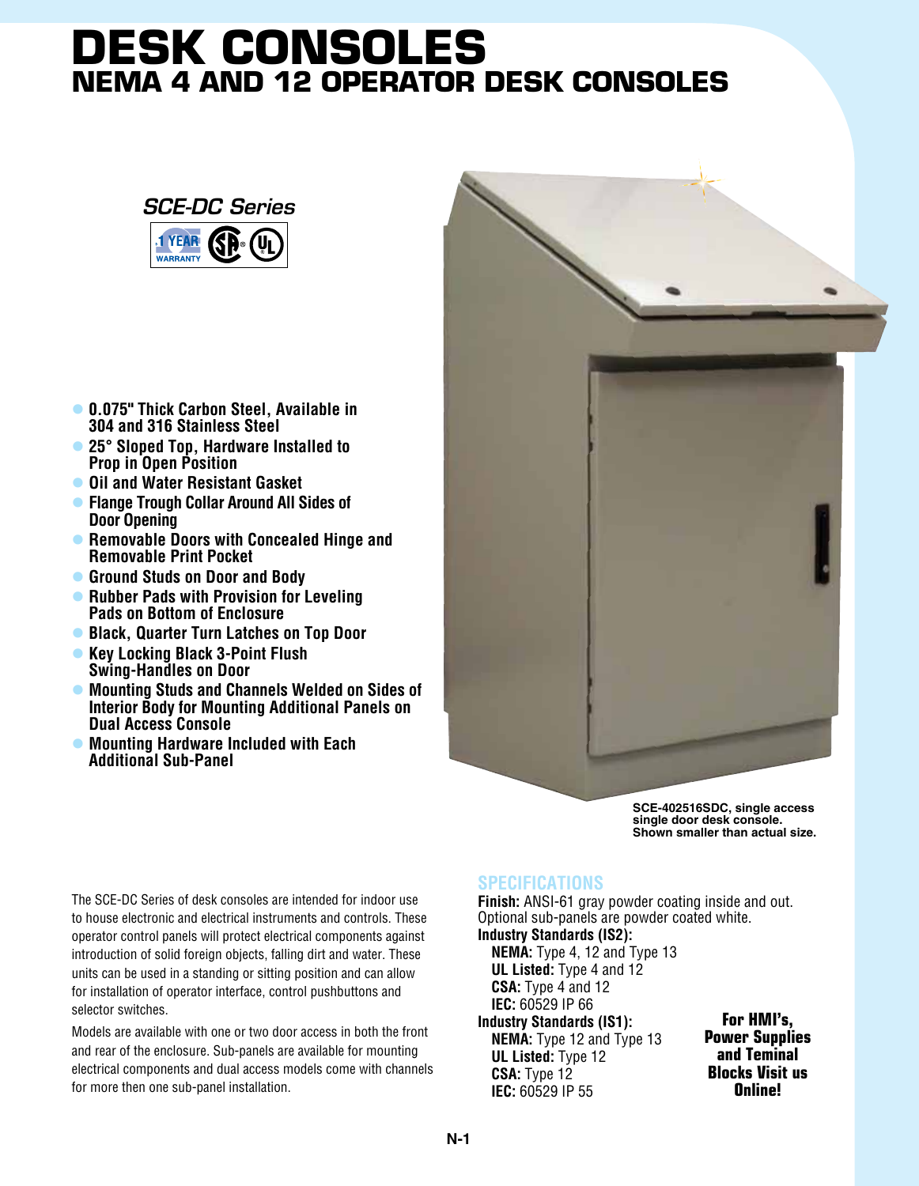# DESK CONSOLES

## NEMA 4 AND 12 OPERATOR DESK CONSOLES

*SCE-DC Series*

1 YEAR WARRANTY

- 0.075" Thick Carbon Steel, Available in 304 and 316 Stainless Steel
- 25° Sloped Top, Hardware Installed to Prop in Open Position
- Oil and Water Resistant Gasket
- Flange Trough Collar Around All Sides of Door Opening
- Removable Doors with Concealed Hinge and Removable Print Pocket
- Ground Studs on Door and Body
- Rubber Pads with Provision for Leveling Pads on Bottom of Enclosure
- Black, Quarter Turn Latches on Top Door
- Key Locking Black 3-Point Flush Swing-Handles on Door
- Mounting Studs and Channels Welded on Sides of Interior Body for Mounting Additional Panels on Dual Access Console
- Mounting Hardware Included with Each Additional Sub-Panel

**SCE-402516SDC, single access single door desk console. Shown smaller than actual size.**

The SCE-DC Series of desk consoles are intended for indoor use to house electronic and electrical instruments and controls. These operator control panels will protect electrical components against introduction of solid foreign objects, falling dirt and water. These units can be used in a standing or sitting position and can allow for installation of operator interface, control pushbuttons and selector switches.

Models are available with one or two door access in both the front and rear of the enclosure. Sub-panels are available for mounting electrical components and dual access models come with channels for more then one sub-panel installation.

## SPECIFICATIONS

**Finish:** ANSI-61 gray powder coating inside and out. Optional sub-panels are powder coated white.

**Industry Standards (IS2):**
- **NEMA:** Type 4, 12 and Type 13
- **UL Listed:** Type 4 and 12
- **CSA:** Type 4 and 12
- **IEC:** 60529 IP 66

**Industry Standards (IS1):**
- **NEMA:** Type 12 and Type 13
- **UL Listed:** Type 12
- **CSA:** Type 12
- **IEC:** 60529 IP 55

**For HMI's, Power Supplies and Teminal Blocks Visit us Online!**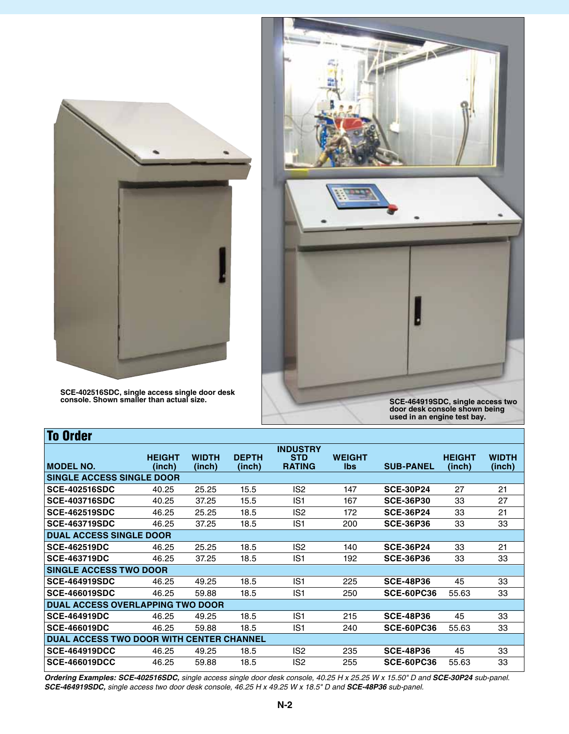SCE-402516SDC, single access single door desk console. Shown smaller than actual size.

SCE-464919SDC, single access two door desk console shown being used in an engine test bay.

## To Order

| MODEL NO. | HEIGHT (inch) | WIDTH (inch) | DEPTH (inch) | INDUSTRY STD RATING | WEIGHT lbs | SUB-PANEL | HEIGHT (inch) | WIDTH (inch) |
|---|---|---|---|---|---|---|---|---|
| **SINGLE ACCESS SINGLE DOOR** | | | | | | | | |
| **SCE-402516SDC** | 40.25 | 25.25 | 15.5 | IS2 | 147 | **SCE-30P24** | 27 | 21 |
| **SCE-403716SDC** | 40.25 | 37.25 | 15.5 | IS1 | 167 | **SCE-36P30** | 33 | 27 |
| **SCE-462519SDC** | 46.25 | 25.25 | 18.5 | IS2 | 172 | **SCE-36P24** | 33 | 21 |
| **SCE-463719SDC** | 46.25 | 37.25 | 18.5 | IS1 | 200 | **SCE-36P36** | 33 | 33 |
| **DUAL ACCESS SINGLE DOOR** | | | | | | | | |
| **SCE-462519DC** | 46.25 | 25.25 | 18.5 | IS2 | 140 | **SCE-36P24** | 33 | 21 |
| **SCE-463719DC** | 46.25 | 37.25 | 18.5 | IS1 | 192 | **SCE-36P36** | 33 | 33 |
| **SINGLE ACCESS TWO DOOR** | | | | | | | | |
| **SCE-464919SDC** | 46.25 | 49.25 | 18.5 | IS1 | 225 | **SCE-48P36** | 45 | 33 |
| **SCE-466019SDC** | 46.25 | 59.88 | 18.5 | IS1 | 250 | **SCE-60PC36** | 55.63 | 33 |
| **DUAL ACCESS OVERLAPPING TWO DOOR** | | | | | | | | |
| **SCE-464919DC** | 46.25 | 49.25 | 18.5 | IS1 | 215 | **SCE-48P36** | 45 | 33 |
| **SCE-466019DC** | 46.25 | 59.88 | 18.5 | IS1 | 240 | **SCE-60PC36** | 55.63 | 33 |
| **DUAL ACCESS TWO DOOR WITH CENTER CHANNEL** | | | | | | | | |
| **SCE-464919DCC** | 46.25 | 49.25 | 18.5 | IS2 | 235 | **SCE-48P36** | 45 | 33 |
| **SCE-466019DCC** | 46.25 | 59.88 | 18.5 | IS2 | 255 | **SCE-60PC36** | 55.63 | 33 |

*Ordering Examples: **SCE-402516SDC,** single access single door desk console, 40.25 H x 25.25 W x 15.50" D and **SCE-30P24** sub-panel. **SCE-464919SDC,** single access two door desk console, 46.25 H x 49.25 W x 18.5" D and **SCE-48P36** sub-panel.*